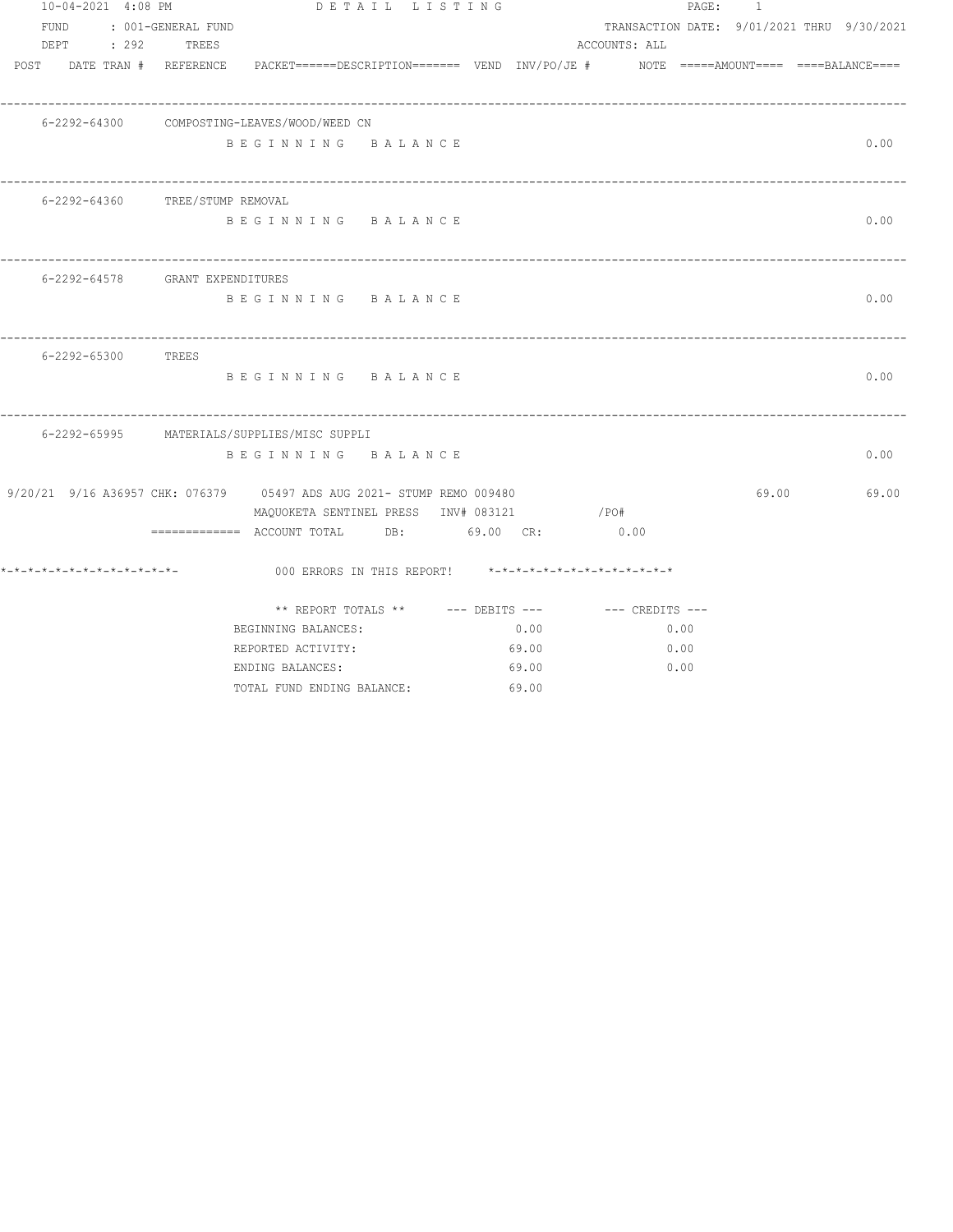10-04-2021 4:08 PM DETAIL LISTING

FUND : 001-GENERAL FUND TRANSACTION DATE: 9/01/2021 THRU 9/30/2021

DEPT : 292 TREES ACCOUNTS: ALL

| POST | DATE TRAN # | REFERENCE | PACKET======DESCRIPTION======= | VEND | INV/PO/JE # | NOTE | =====AMOUNT==== | ====BALANCE==== |
|---|---|---|---|---|---|---|---|---|
| 6-2292-64300 | COMPOSTING-LEAVES/WOOD/WEED CN | | | | | | | |
| | | | BEGINNING BALANCE | | | | | 0.00 |
| 6-2292-64360 | TREE/STUMP REMOVAL | | | | | | | |
| | | | BEGINNING BALANCE | | | | | 0.00 |
| 6-2292-64578 | GRANT EXPENDITURES | | | | | | | |
| | | | BEGINNING BALANCE | | | | | 0.00 |
| 6-2292-65300 | TREES | | | | | | | |
| | | | BEGINNING BALANCE | | | | | 0.00 |
| 6-2292-65995 | MATERIALS/SUPPLIES/MISC SUPPLI | | | | | | | |
| | | | BEGINNING BALANCE | | | | | 0.00 |
| 9/20/21 | 9/16 A36957 | CHK: 076379 | 05497 ADS AUG 2021- STUMP REMO | 009480 | | | 69.00 | 69.00 |
| | | | MAQUOKETA SENTINEL PRESS INV# 083121 | | /PO# | | | |
| | | | ============= ACCOUNT TOTAL DB: 69.00 CR: 0.00 | | | | | |

*-*-*-*-*-*-*-*-*-*-*-*-*- 000 ERRORS IN THIS REPORT! *-*-*-*-*-*-*-*-*-*-*-*-*-*

| ** REPORT TOTALS ** | --- DEBITS --- | --- CREDITS --- |
|---|---|---|
| BEGINNING BALANCES: | 0.00 | 0.00 |
| REPORTED ACTIVITY: | 69.00 | 0.00 |
| ENDING BALANCES: | 69.00 | 0.00 |
| TOTAL FUND ENDING BALANCE: | 69.00 | |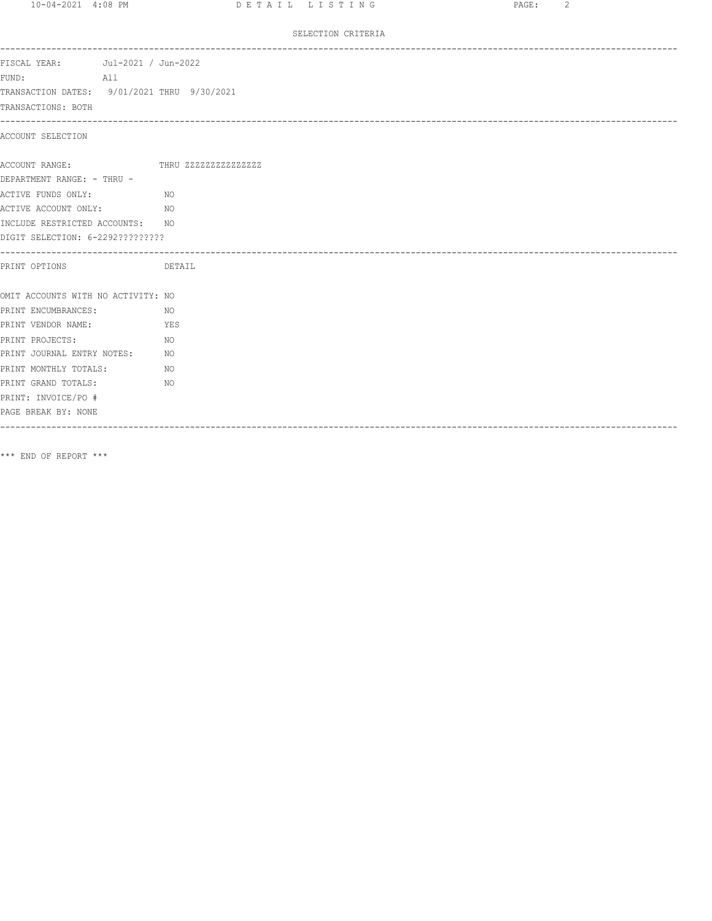SELECTION CRITERIA

---

FISCAL YEAR: Jul-2021 / Jun-2022
FUND: All
TRANSACTION DATES: 9/01/2021 THRU 9/30/2021
TRANSACTIONS: BOTH

---

ACCOUNT SELECTION

ACCOUNT RANGE: THRU ZZZZZZZZZZZZZZZ
DEPARTMENT RANGE: - THRU -
ACTIVE FUNDS ONLY: NO
ACTIVE ACCOUNT ONLY: NO
INCLUDE RESTRICTED ACCOUNTS: NO
DIGIT SELECTION: 6-2292?????????

---

PRINT OPTIONS DETAIL

OMIT ACCOUNTS WITH NO ACTIVITY: NO
PRINT ENCUMBRANCES: NO
PRINT VENDOR NAME: YES
PRINT PROJECTS: NO
PRINT JOURNAL ENTRY NOTES: NO
PRINT MONTHLY TOTALS: NO
PRINT GRAND TOTALS: NO
PRINT: INVOICE/PO #
PAGE BREAK BY: NONE

---

*** END OF REPORT ***